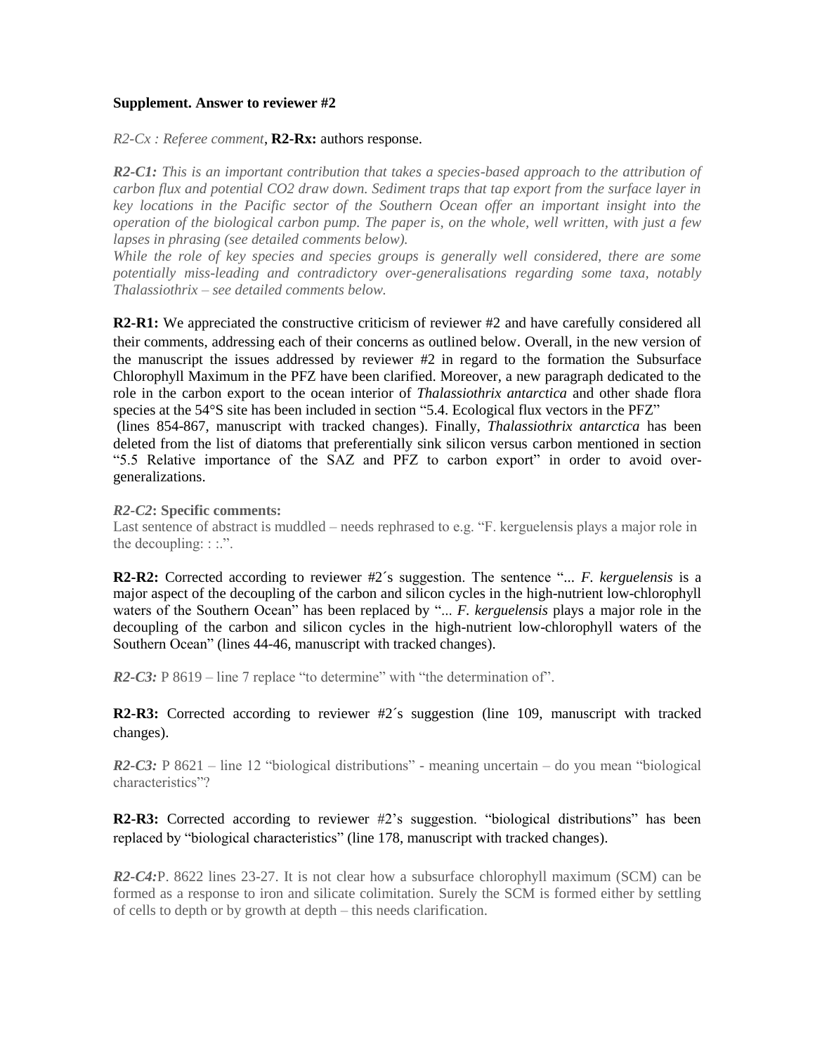**Supplement. Answer to reviewer #2**

*R2-Cx : Referee comment*, **R2-Rx:** authors response.

***R2-C1:*** *This is an important contribution that takes a species-based approach to the attribution of carbon flux and potential CO2 draw down. Sediment traps that tap export from the surface layer in key locations in the Pacific sector of the Southern Ocean offer an important insight into the operation of the biological carbon pump. The paper is, on the whole, well written, with just a few lapses in phrasing (see detailed comments below).*
*While the role of key species and species groups is generally well considered, there are some potentially miss-leading and contradictory over-generalisations regarding some taxa, notably Thalassiothrix – see detailed comments below.*

**R2-R1:** We appreciated the constructive criticism of reviewer #2 and have carefully considered all their comments, addressing each of their concerns as outlined below. Overall, in the new version of the manuscript the issues addressed by reviewer #2 in regard to the formation the Subsurface Chlorophyll Maximum in the PFZ have been clarified. Moreover, a new paragraph dedicated to the role in the carbon export to the ocean interior of *Thalassiothrix antarctica* and other shade flora species at the 54°S site has been included in section "5.4. Ecological flux vectors in the PFZ" (lines 854-867, manuscript with tracked changes). Finally, *Thalassiothrix antarctica* has been deleted from the list of diatoms that preferentially sink silicon versus carbon mentioned in section "5.5 Relative importance of the SAZ and PFZ to carbon export" in order to avoid over-generalizations.

***R2-C2*: Specific comments:**
Last sentence of abstract is muddled – needs rephrased to e.g. "F. kerguelensis plays a major role in the decoupling: : :.".

**R2-R2:** Corrected according to reviewer #2´s suggestion. The sentence "... *F. kerguelensis* is a major aspect of the decoupling of the carbon and silicon cycles in the high-nutrient low-chlorophyll waters of the Southern Ocean" has been replaced by "... *F. kerguelensis* plays a major role in the decoupling of the carbon and silicon cycles in the high-nutrient low-chlorophyll waters of the Southern Ocean" (lines 44-46, manuscript with tracked changes).

***R2-C3:*** P 8619 – line 7 replace "to determine" with "the determination of".

**R2-R3:** Corrected according to reviewer #2´s suggestion (line 109, manuscript with tracked changes).

***R2-C3:*** P 8621 – line 12 "biological distributions" - meaning uncertain – do you mean "biological characteristics"?

**R2-R3:** Corrected according to reviewer #2's suggestion. "biological distributions" has been replaced by "biological characteristics" (line 178, manuscript with tracked changes).

***R2-C4:***P. 8622 lines 23-27. It is not clear how a subsurface chlorophyll maximum (SCM) can be formed as a response to iron and silicate colimitation. Surely the SCM is formed either by settling of cells to depth or by growth at depth – this needs clarification.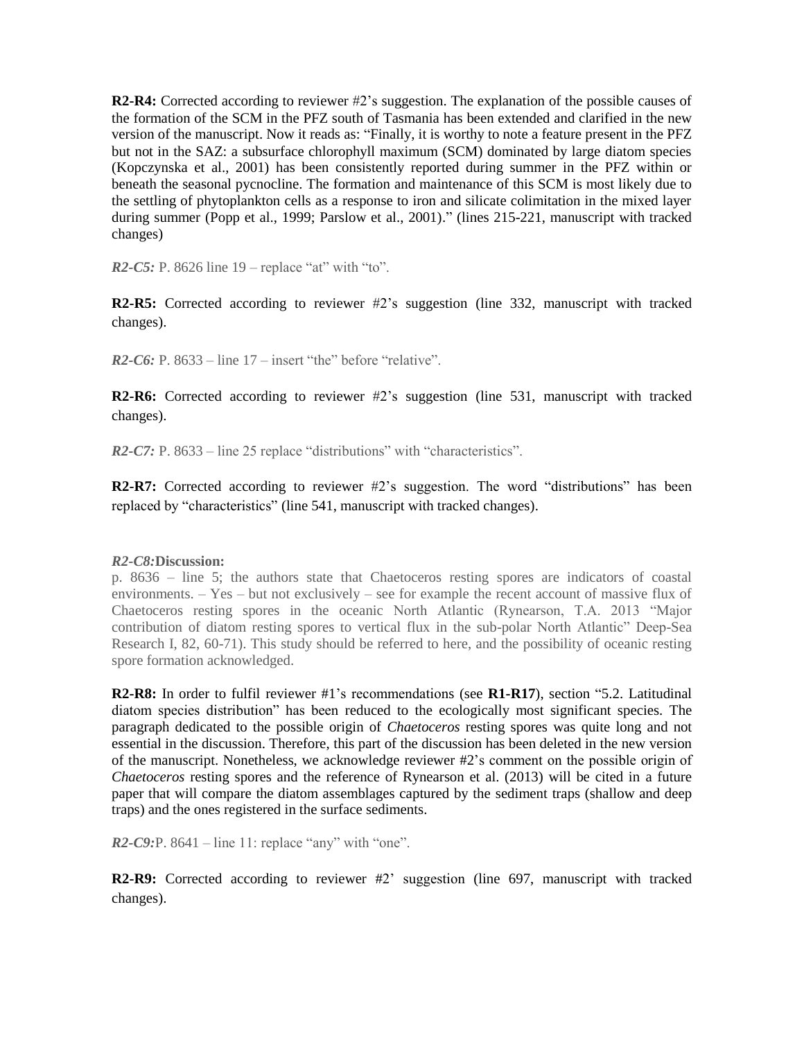**R2-R4:** Corrected according to reviewer #2's suggestion. The explanation of the possible causes of the formation of the SCM in the PFZ south of Tasmania has been extended and clarified in the new version of the manuscript. Now it reads as: "Finally, it is worthy to note a feature present in the PFZ but not in the SAZ: a subsurface chlorophyll maximum (SCM) dominated by large diatom species (Kopczynska et al., 2001) has been consistently reported during summer in the PFZ within or beneath the seasonal pycnocline. The formation and maintenance of this SCM is most likely due to the settling of phytoplankton cells as a response to iron and silicate colimitation in the mixed layer during summer (Popp et al., 1999; Parslow et al., 2001)." (lines 215-221, manuscript with tracked changes)

***R2-C5:*** P. 8626 line 19 – replace "at" with "to".

**R2-R5:** Corrected according to reviewer #2's suggestion (line 332, manuscript with tracked changes).

***R2-C6:*** P. 8633 – line 17 – insert "the" before "relative".

**R2-R6:** Corrected according to reviewer #2's suggestion (line 531, manuscript with tracked changes).

***R2-C7:*** P. 8633 – line 25 replace "distributions" with "characteristics".

**R2-R7:** Corrected according to reviewer #2's suggestion. The word "distributions" has been replaced by "characteristics" (line 541, manuscript with tracked changes).

***R2-C8:*****Discussion:**
p. 8636 – line 5; the authors state that Chaetoceros resting spores are indicators of coastal environments. – Yes – but not exclusively – see for example the recent account of massive flux of Chaetoceros resting spores in the oceanic North Atlantic (Rynearson, T.A. 2013 "Major contribution of diatom resting spores to vertical flux in the sub-polar North Atlantic" Deep-Sea Research I, 82, 60-71). This study should be referred to here, and the possibility of oceanic resting spore formation acknowledged.

**R2-R8:** In order to fulfil reviewer #1's recommendations (see **R1-R17**), section "5.2. Latitudinal diatom species distribution" has been reduced to the ecologically most significant species. The paragraph dedicated to the possible origin of *Chaetoceros* resting spores was quite long and not essential in the discussion. Therefore, this part of the discussion has been deleted in the new version of the manuscript. Nonetheless, we acknowledge reviewer #2's comment on the possible origin of *Chaetoceros* resting spores and the reference of Rynearson et al. (2013) will be cited in a future paper that will compare the diatom assemblages captured by the sediment traps (shallow and deep traps) and the ones registered in the surface sediments.

***R2-C9:***P. 8641 – line 11: replace "any" with "one".

**R2-R9:** Corrected according to reviewer #2' suggestion (line 697, manuscript with tracked changes).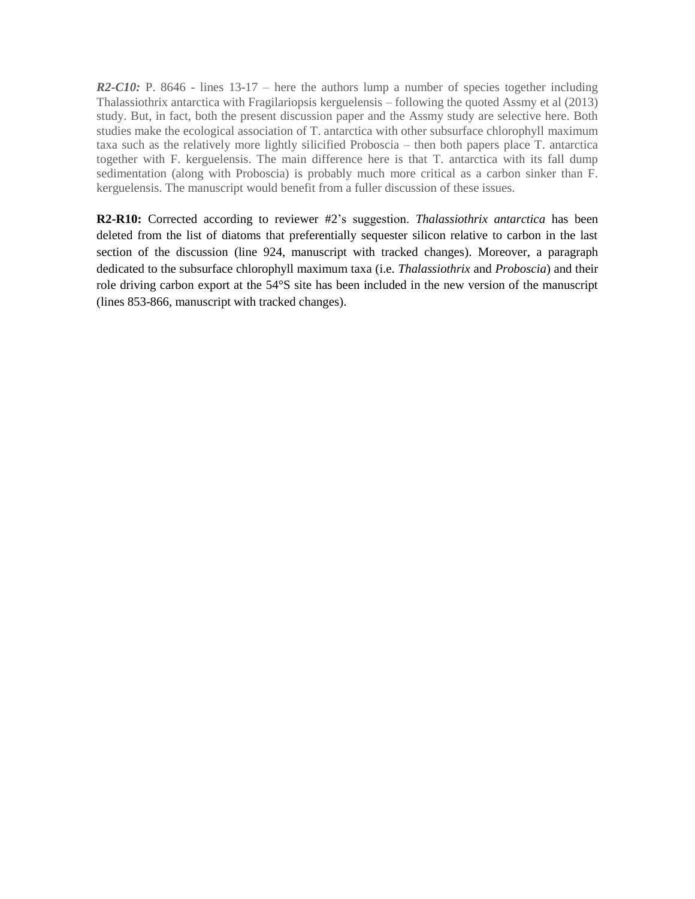***R2-C10:*** P. 8646 - lines 13-17 – here the authors lump a number of species together including Thalassiothrix antarctica with Fragilariopsis kerguelensis – following the quoted Assmy et al (2013) study. But, in fact, both the present discussion paper and the Assmy study are selective here. Both studies make the ecological association of T. antarctica with other subsurface chlorophyll maximum taxa such as the relatively more lightly silicified Proboscia – then both papers place T. antarctica together with F. kerguelensis. The main difference here is that T. antarctica with its fall dump sedimentation (along with Proboscia) is probably much more critical as a carbon sinker than F. kerguelensis. The manuscript would benefit from a fuller discussion of these issues.

**R2-R10:** Corrected according to reviewer #2's suggestion. *Thalassiothrix antarctica* has been deleted from the list of diatoms that preferentially sequester silicon relative to carbon in the last section of the discussion (line 924, manuscript with tracked changes). Moreover, a paragraph dedicated to the subsurface chlorophyll maximum taxa (i.e. *Thalassiothrix* and *Proboscia*) and their role driving carbon export at the 54°S site has been included in the new version of the manuscript (lines 853-866, manuscript with tracked changes).